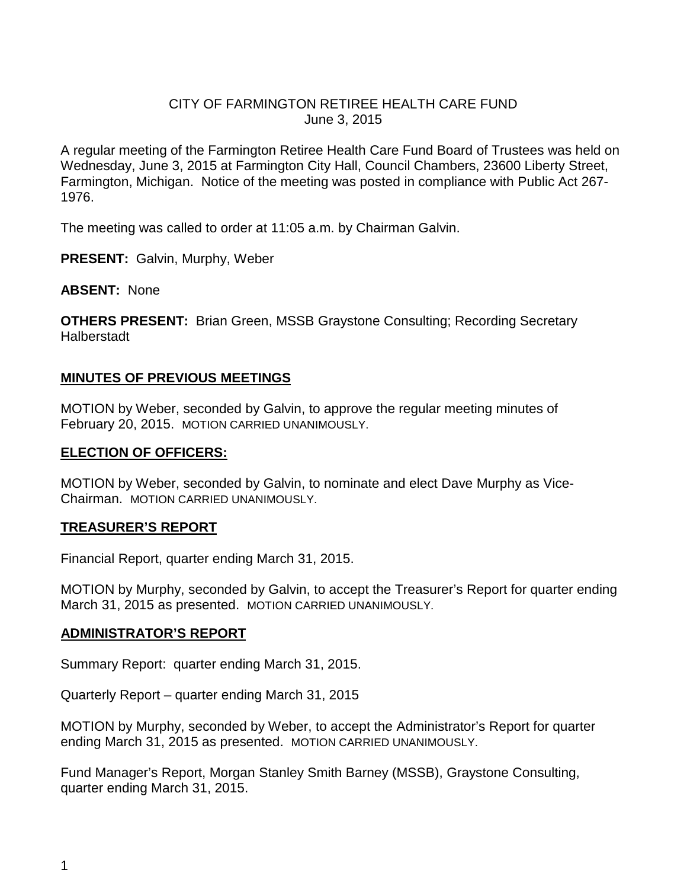# CITY OF FARMINGTON RETIREE HEALTH CARE FUND
June 3, 2015

A regular meeting of the Farmington Retiree Health Care Fund Board of Trustees was held on Wednesday, June 3, 2015 at Farmington City Hall, Council Chambers, 23600 Liberty Street, Farmington, Michigan. Notice of the meeting was posted in compliance with Public Act 267-1976.

The meeting was called to order at 11:05 a.m. by Chairman Galvin.

**PRESENT:** Galvin, Murphy, Weber

**ABSENT:** None

**OTHERS PRESENT:** Brian Green, MSSB Graystone Consulting; Recording Secretary Halberstadt

## MINUTES OF PREVIOUS MEETINGS

MOTION by Weber, seconded by Galvin, to approve the regular meeting minutes of February 20, 2015. MOTION CARRIED UNANIMOUSLY.

## ELECTION OF OFFICERS:

MOTION by Weber, seconded by Galvin, to nominate and elect Dave Murphy as Vice-Chairman. MOTION CARRIED UNANIMOUSLY.

## TREASURER'S REPORT

Financial Report, quarter ending March 31, 2015.

MOTION by Murphy, seconded by Galvin, to accept the Treasurer's Report for quarter ending March 31, 2015 as presented. MOTION CARRIED UNANIMOUSLY.

## ADMINISTRATOR'S REPORT

Summary Report: quarter ending March 31, 2015.

Quarterly Report – quarter ending March 31, 2015

MOTION by Murphy, seconded by Weber, to accept the Administrator's Report for quarter ending March 31, 2015 as presented. MOTION CARRIED UNANIMOUSLY.

Fund Manager's Report, Morgan Stanley Smith Barney (MSSB), Graystone Consulting, quarter ending March 31, 2015.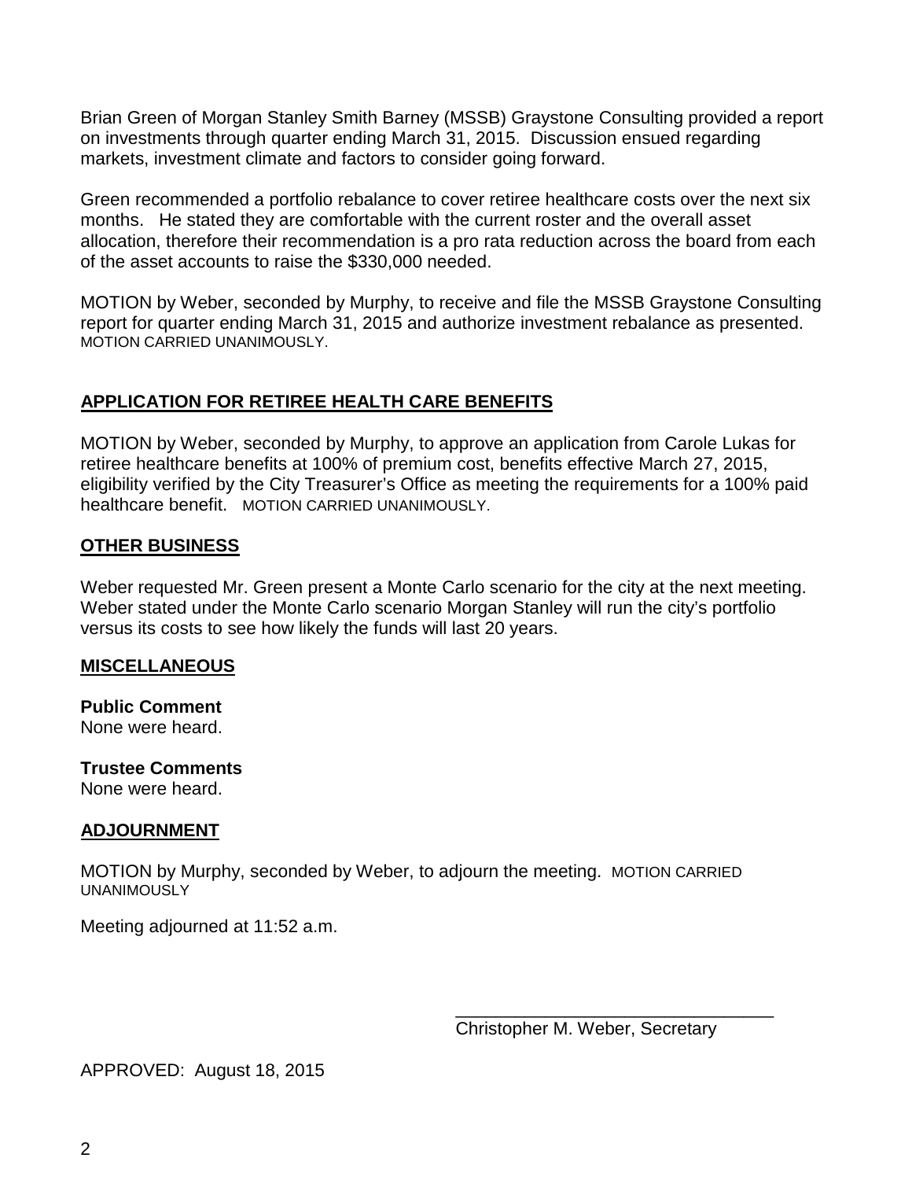Brian Green of Morgan Stanley Smith Barney (MSSB) Graystone Consulting provided a report on investments through quarter ending March 31, 2015. Discussion ensued regarding markets, investment climate and factors to consider going forward.

Green recommended a portfolio rebalance to cover retiree healthcare costs over the next six months. He stated they are comfortable with the current roster and the overall asset allocation, therefore their recommendation is a pro rata reduction across the board from each of the asset accounts to raise the $330,000 needed.

MOTION by Weber, seconded by Murphy, to receive and file the MSSB Graystone Consulting report for quarter ending March 31, 2015 and authorize investment rebalance as presented. MOTION CARRIED UNANIMOUSLY.

## APPLICATION FOR RETIREE HEALTH CARE BENEFITS

MOTION by Weber, seconded by Murphy, to approve an application from Carole Lukas for retiree healthcare benefits at 100% of premium cost, benefits effective March 27, 2015, eligibility verified by the City Treasurer's Office as meeting the requirements for a 100% paid healthcare benefit. MOTION CARRIED UNANIMOUSLY.

## OTHER BUSINESS

Weber requested Mr. Green present a Monte Carlo scenario for the city at the next meeting. Weber stated under the Monte Carlo scenario Morgan Stanley will run the city's portfolio versus its costs to see how likely the funds will last 20 years.

## MISCELLANEOUS

**Public Comment**
None were heard.

**Trustee Comments**
None were heard.

## ADJOURNMENT

MOTION by Murphy, seconded by Weber, to adjourn the meeting. MOTION CARRIED UNANIMOUSLY

Meeting adjourned at 11:52 a.m.

_________________________________
Christopher M. Weber, Secretary

APPROVED: August 18, 2015